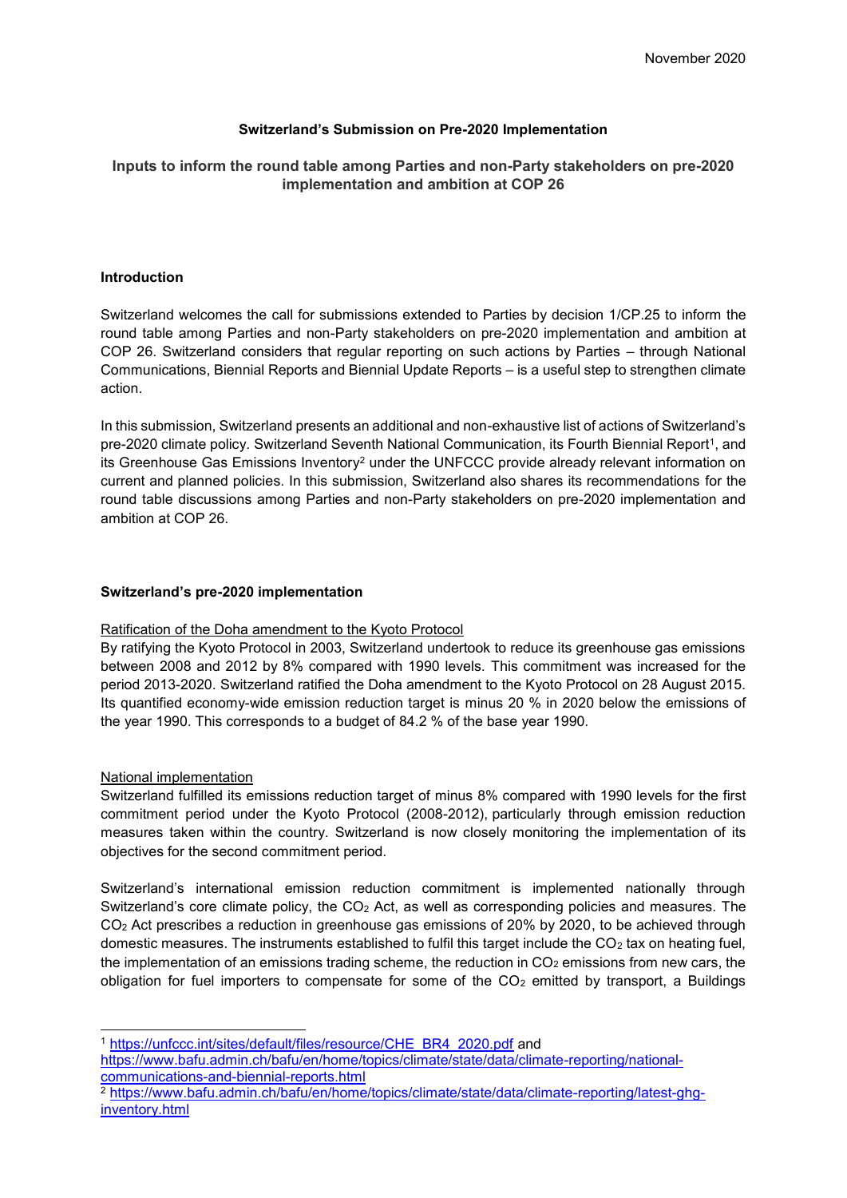November 2020

**Switzerland's Submission on Pre-2020 Implementation**

**Inputs to inform the round table among Parties and non-Party stakeholders on pre-2020 implementation and ambition at COP 26**

**Introduction**

Switzerland welcomes the call for submissions extended to Parties by decision 1/CP.25 to inform the round table among Parties and non-Party stakeholders on pre-2020 implementation and ambition at COP 26. Switzerland considers that regular reporting on such actions by Parties – through National Communications, Biennial Reports and Biennial Update Reports – is a useful step to strengthen climate action.

In this submission, Switzerland presents an additional and non-exhaustive list of actions of Switzerland's pre-2020 climate policy. Switzerland Seventh National Communication, its Fourth Biennial Report[1], and its Greenhouse Gas Emissions Inventory[2] under the UNFCCC provide already relevant information on current and planned policies. In this submission, Switzerland also shares its recommendations for the round table discussions among Parties and non-Party stakeholders on pre-2020 implementation and ambition at COP 26.

**Switzerland's pre-2020 implementation**

<u>Ratification of the Doha amendment to the Kyoto Protocol</u>

By ratifying the Kyoto Protocol in 2003, Switzerland undertook to reduce its greenhouse gas emissions between 2008 and 2012 by 8% compared with 1990 levels. This commitment was increased for the period 2013-2020. Switzerland ratified the Doha amendment to the Kyoto Protocol on 28 August 2015. Its quantified economy-wide emission reduction target is minus 20 % in 2020 below the emissions of the year 1990. This corresponds to a budget of 84.2 % of the base year 1990.

<u>National implementation</u>

Switzerland fulfilled its emissions reduction target of minus 8% compared with 1990 levels for the first commitment period under the Kyoto Protocol (2008-2012), particularly through emission reduction measures taken within the country. Switzerland is now closely monitoring the implementation of its objectives for the second commitment period.

Switzerland's international emission reduction commitment is implemented nationally through Switzerland's core climate policy, the $CO_2$ Act, as well as corresponding policies and measures. The $CO_2$ Act prescribes a reduction in greenhouse gas emissions of 20% by 2020, to be achieved through domestic measures. The instruments established to fulfil this target include the $CO_2$ tax on heating fuel, the implementation of an emissions trading scheme, the reduction in $CO_2$ emissions from new cars, the obligation for fuel importers to compensate for some of the $CO_2$ emitted by transport, a Buildings

[1] https://unfccc.int/sites/default/files/resource/CHE_BR4_2020.pdf and https://www.bafu.admin.ch/bafu/en/home/topics/climate/state/data/climate-reporting/national-communications-and-biennial-reports.html

[2] https://www.bafu.admin.ch/bafu/en/home/topics/climate/state/data/climate-reporting/latest-ghg-inventory.html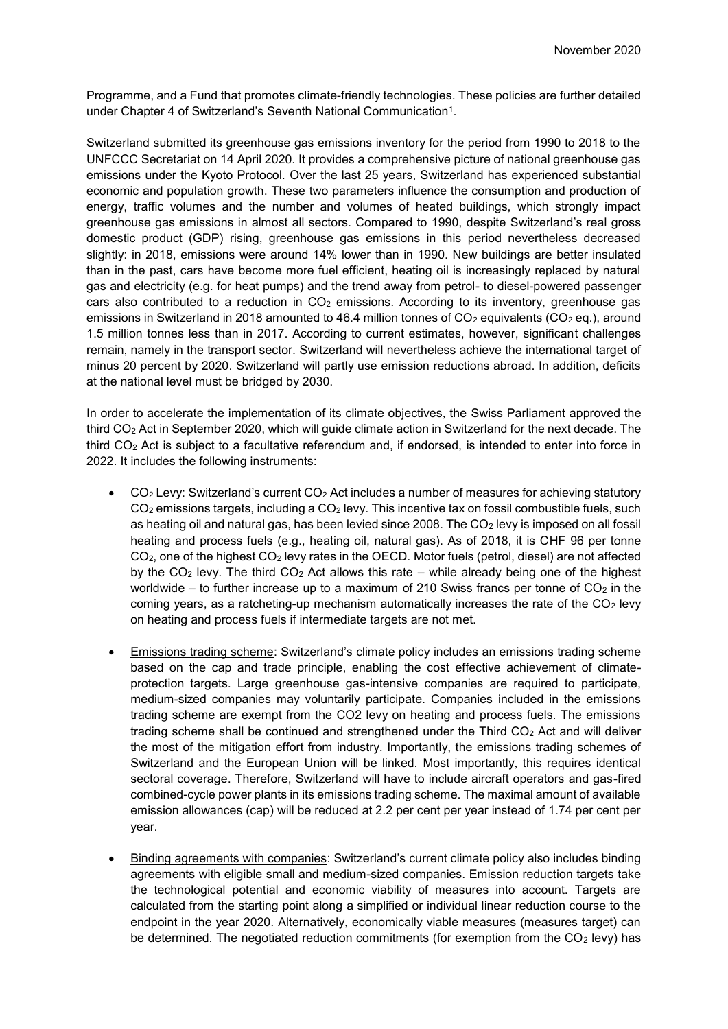Programme, and a Fund that promotes climate-friendly technologies. These policies are further detailed under Chapter 4 of Switzerland's Seventh National Communication[1].

Switzerland submitted its greenhouse gas emissions inventory for the period from 1990 to 2018 to the UNFCCC Secretariat on 14 April 2020. It provides a comprehensive picture of national greenhouse gas emissions under the Kyoto Protocol. Over the last 25 years, Switzerland has experienced substantial economic and population growth. These two parameters influence the consumption and production of energy, traffic volumes and the number and volumes of heated buildings, which strongly impact greenhouse gas emissions in almost all sectors. Compared to 1990, despite Switzerland's real gross domestic product (GDP) rising, greenhouse gas emissions in this period nevertheless decreased slightly: in 2018, emissions were around 14% lower than in 1990. New buildings are better insulated than in the past, cars have become more fuel efficient, heating oil is increasingly replaced by natural gas and electricity (e.g. for heat pumps) and the trend away from petrol- to diesel-powered passenger cars also contributed to a reduction in $CO_2$ emissions. According to its inventory, greenhouse gas emissions in Switzerland in 2018 amounted to 46.4 million tonnes of $CO_2$ equivalents ($CO_2$ eq.), around 1.5 million tonnes less than in 2017. According to current estimates, however, significant challenges remain, namely in the transport sector. Switzerland will nevertheless achieve the international target of minus 20 percent by 2020. Switzerland will partly use emission reductions abroad. In addition, deficits at the national level must be bridged by 2030.

In order to accelerate the implementation of its climate objectives, the Swiss Parliament approved the third $CO_2$ Act in September 2020, which will guide climate action in Switzerland for the next decade. The third $CO_2$ Act is subject to a facultative referendum and, if endorsed, is intended to enter into force in 2022. It includes the following instruments:

- $CO_2$ Levy: Switzerland's current $CO_2$ Act includes a number of measures for achieving statutory $CO_2$ emissions targets, including a $CO_2$ levy. This incentive tax on fossil combustible fuels, such as heating oil and natural gas, has been levied since 2008. The $CO_2$ levy is imposed on all fossil heating and process fuels (e.g., heating oil, natural gas). As of 2018, it is CHF 96 per tonne $CO_2$, one of the highest $CO_2$ levy rates in the OECD. Motor fuels (petrol, diesel) are not affected by the $CO_2$ levy. The third $CO_2$ Act allows this rate – while already being one of the highest worldwide – to further increase up to a maximum of 210 Swiss francs per tonne of $CO_2$ in the coming years, as a ratcheting-up mechanism automatically increases the rate of the $CO_2$ levy on heating and process fuels if intermediate targets are not met.

- Emissions trading scheme: Switzerland's climate policy includes an emissions trading scheme based on the cap and trade principle, enabling the cost effective achievement of climate-protection targets. Large greenhouse gas-intensive companies are required to participate, medium-sized companies may voluntarily participate. Companies included in the emissions trading scheme are exempt from the CO2 levy on heating and process fuels. The emissions trading scheme shall be continued and strengthened under the Third $CO_2$ Act and will deliver the most of the mitigation effort from industry. Importantly, the emissions trading schemes of Switzerland and the European Union will be linked. Most importantly, this requires identical sectoral coverage. Therefore, Switzerland will have to include aircraft operators and gas-fired combined-cycle power plants in its emissions trading scheme. The maximal amount of available emission allowances (cap) will be reduced at 2.2 per cent per year instead of 1.74 per cent per year.

- Binding agreements with companies: Switzerland's current climate policy also includes binding agreements with eligible small and medium-sized companies. Emission reduction targets take the technological potential and economic viability of measures into account. Targets are calculated from the starting point along a simplified or individual linear reduction course to the endpoint in the year 2020. Alternatively, economically viable measures (measures target) can be determined. The negotiated reduction commitments (for exemption from the $CO_2$ levy) has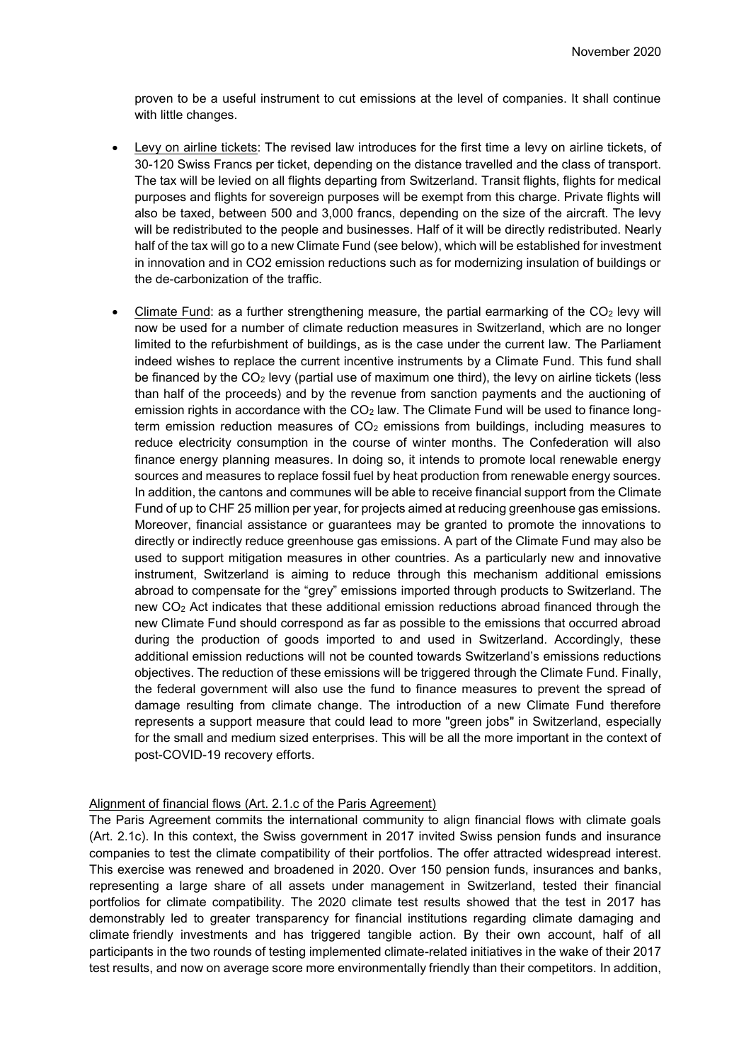proven to be a useful instrument to cut emissions at the level of companies. It shall continue with little changes.

- Levy on airline tickets: The revised law introduces for the first time a levy on airline tickets, of 30-120 Swiss Francs per ticket, depending on the distance travelled and the class of transport. The tax will be levied on all flights departing from Switzerland. Transit flights, flights for medical purposes and flights for sovereign purposes will be exempt from this charge. Private flights will also be taxed, between 500 and 3,000 francs, depending on the size of the aircraft. The levy will be redistributed to the people and businesses. Half of it will be directly redistributed. Nearly half of the tax will go to a new Climate Fund (see below), which will be established for investment in innovation and in CO2 emission reductions such as for modernizing insulation of buildings or the de-carbonization of the traffic.

- Climate Fund: as a further strengthening measure, the partial earmarking of the $CO_2$ levy will now be used for a number of climate reduction measures in Switzerland, which are no longer limited to the refurbishment of buildings, as is the case under the current law. The Parliament indeed wishes to replace the current incentive instruments by a Climate Fund. This fund shall be financed by the $CO_2$ levy (partial use of maximum one third), the levy on airline tickets (less than half of the proceeds) and by the revenue from sanction payments and the auctioning of emission rights in accordance with the $CO_2$ law. The Climate Fund will be used to finance long-term emission reduction measures of $CO_2$ emissions from buildings, including measures to reduce electricity consumption in the course of winter months. The Confederation will also finance energy planning measures. In doing so, it intends to promote local renewable energy sources and measures to replace fossil fuel by heat production from renewable energy sources. In addition, the cantons and communes will be able to receive financial support from the Climate Fund of up to CHF 25 million per year, for projects aimed at reducing greenhouse gas emissions. Moreover, financial assistance or guarantees may be granted to promote the innovations to directly or indirectly reduce greenhouse gas emissions. A part of the Climate Fund may also be used to support mitigation measures in other countries. As a particularly new and innovative instrument, Switzerland is aiming to reduce through this mechanism additional emissions abroad to compensate for the "grey" emissions imported through products to Switzerland. The new $CO_2$ Act indicates that these additional emission reductions abroad financed through the new Climate Fund should correspond as far as possible to the emissions that occurred abroad during the production of goods imported to and used in Switzerland. Accordingly, these additional emission reductions will not be counted towards Switzerland's emissions reductions objectives. The reduction of these emissions will be triggered through the Climate Fund. Finally, the federal government will also use the fund to finance measures to prevent the spread of damage resulting from climate change. The introduction of a new Climate Fund therefore represents a support measure that could lead to more "green jobs" in Switzerland, especially for the small and medium sized enterprises. This will be all the more important in the context of post-COVID-19 recovery efforts.

Alignment of financial flows (Art. 2.1.c of the Paris Agreement)

The Paris Agreement commits the international community to align financial flows with climate goals (Art. 2.1c). In this context, the Swiss government in 2017 invited Swiss pension funds and insurance companies to test the climate compatibility of their portfolios. The offer attracted widespread interest. This exercise was renewed and broadened in 2020. Over 150 pension funds, insurances and banks, representing a large share of all assets under management in Switzerland, tested their financial portfolios for climate compatibility. The 2020 climate test results showed that the test in 2017 has demonstrably led to greater transparency for financial institutions regarding climate damaging and climate friendly investments and has triggered tangible action. By their own account, half of all participants in the two rounds of testing implemented climate-related initiatives in the wake of their 2017 test results, and now on average score more environmentally friendly than their competitors. In addition,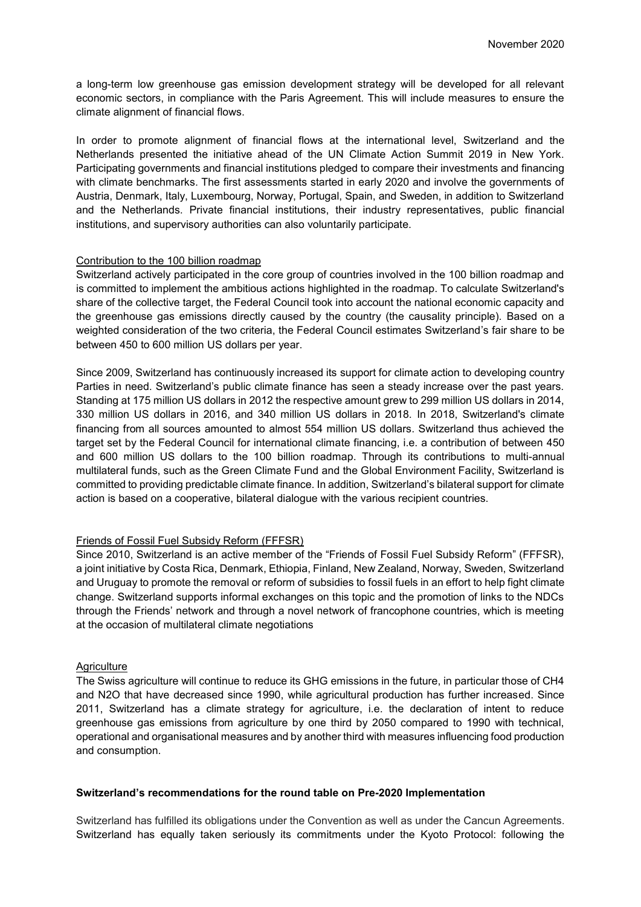a long-term low greenhouse gas emission development strategy will be developed for all relevant economic sectors, in compliance with the Paris Agreement. This will include measures to ensure the climate alignment of financial flows.

In order to promote alignment of financial flows at the international level, Switzerland and the Netherlands presented the initiative ahead of the UN Climate Action Summit 2019 in New York. Participating governments and financial institutions pledged to compare their investments and financing with climate benchmarks. The first assessments started in early 2020 and involve the governments of Austria, Denmark, Italy, Luxembourg, Norway, Portugal, Spain, and Sweden, in addition to Switzerland and the Netherlands. Private financial institutions, their industry representatives, public financial institutions, and supervisory authorities can also voluntarily participate.

Contribution to the 100 billion roadmap

Switzerland actively participated in the core group of countries involved in the 100 billion roadmap and is committed to implement the ambitious actions highlighted in the roadmap. To calculate Switzerland's share of the collective target, the Federal Council took into account the national economic capacity and the greenhouse gas emissions directly caused by the country (the causality principle). Based on a weighted consideration of the two criteria, the Federal Council estimates Switzerland's fair share to be between 450 to 600 million US dollars per year.

Since 2009, Switzerland has continuously increased its support for climate action to developing country Parties in need. Switzerland's public climate finance has seen a steady increase over the past years. Standing at 175 million US dollars in 2012 the respective amount grew to 299 million US dollars in 2014, 330 million US dollars in 2016, and 340 million US dollars in 2018. In 2018, Switzerland's climate financing from all sources amounted to almost 554 million US dollars. Switzerland thus achieved the target set by the Federal Council for international climate financing, i.e. a contribution of between 450 and 600 million US dollars to the 100 billion roadmap. Through its contributions to multi-annual multilateral funds, such as the Green Climate Fund and the Global Environment Facility, Switzerland is committed to providing predictable climate finance. In addition, Switzerland's bilateral support for climate action is based on a cooperative, bilateral dialogue with the various recipient countries.

Friends of Fossil Fuel Subsidy Reform (FFFSR)

Since 2010, Switzerland is an active member of the "Friends of Fossil Fuel Subsidy Reform" (FFFSR), a joint initiative by Costa Rica, Denmark, Ethiopia, Finland, New Zealand, Norway, Sweden, Switzerland and Uruguay to promote the removal or reform of subsidies to fossil fuels in an effort to help fight climate change. Switzerland supports informal exchanges on this topic and the promotion of links to the NDCs through the Friends' network and through a novel network of francophone countries, which is meeting at the occasion of multilateral climate negotiations

Agriculture

The Swiss agriculture will continue to reduce its GHG emissions in the future, in particular those of $CH_4$ and $N_2O$ that have decreased since 1990, while agricultural production has further increased. Since 2011, Switzerland has a climate strategy for agriculture, i.e. the declaration of intent to reduce greenhouse gas emissions from agriculture by one third by 2050 compared to 1990 with technical, operational and organisational measures and by another third with measures influencing food production and consumption.

**Switzerland's recommendations for the round table on Pre-2020 Implementation**

Switzerland has fulfilled its obligations under the Convention as well as under the Cancun Agreements. Switzerland has equally taken seriously its commitments under the Kyoto Protocol: following the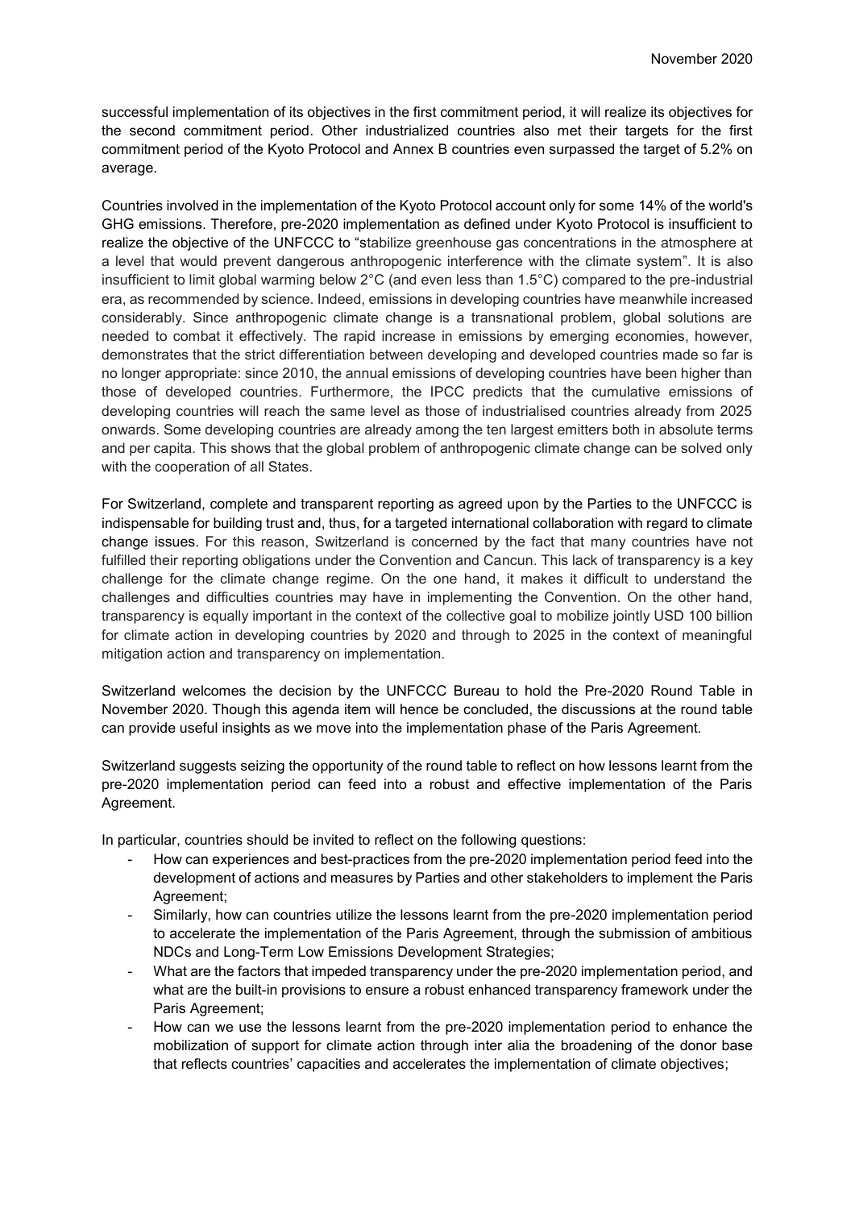successful implementation of its objectives in the first commitment period, it will realize its objectives for the second commitment period. Other industrialized countries also met their targets for the first commitment period of the Kyoto Protocol and Annex B countries even surpassed the target of 5.2% on average.

Countries involved in the implementation of the Kyoto Protocol account only for some 14% of the world's GHG emissions. Therefore, pre-2020 implementation as defined under Kyoto Protocol is insufficient to realize the objective of the UNFCCC to "stabilize greenhouse gas concentrations in the atmosphere at a level that would prevent dangerous anthropogenic interference with the climate system". It is also insufficient to limit global warming below 2°C (and even less than 1.5°C) compared to the pre-industrial era, as recommended by science. Indeed, emissions in developing countries have meanwhile increased considerably. Since anthropogenic climate change is a transnational problem, global solutions are needed to combat it effectively. The rapid increase in emissions by emerging economies, however, demonstrates that the strict differentiation between developing and developed countries made so far is no longer appropriate: since 2010, the annual emissions of developing countries have been higher than those of developed countries. Furthermore, the IPCC predicts that the cumulative emissions of developing countries will reach the same level as those of industrialised countries already from 2025 onwards. Some developing countries are already among the ten largest emitters both in absolute terms and per capita. This shows that the global problem of anthropogenic climate change can be solved only with the cooperation of all States.

For Switzerland, complete and transparent reporting as agreed upon by the Parties to the UNFCCC is indispensable for building trust and, thus, for a targeted international collaboration with regard to climate change issues. For this reason, Switzerland is concerned by the fact that many countries have not fulfilled their reporting obligations under the Convention and Cancun. This lack of transparency is a key challenge for the climate change regime. On the one hand, it makes it difficult to understand the challenges and difficulties countries may have in implementing the Convention. On the other hand, transparency is equally important in the context of the collective goal to mobilize jointly USD 100 billion for climate action in developing countries by 2020 and through to 2025 in the context of meaningful mitigation action and transparency on implementation.

Switzerland welcomes the decision by the UNFCCC Bureau to hold the Pre-2020 Round Table in November 2020. Though this agenda item will hence be concluded, the discussions at the round table can provide useful insights as we move into the implementation phase of the Paris Agreement.

Switzerland suggests seizing the opportunity of the round table to reflect on how lessons learnt from the pre-2020 implementation period can feed into a robust and effective implementation of the Paris Agreement.

In particular, countries should be invited to reflect on the following questions:

- How can experiences and best-practices from the pre-2020 implementation period feed into the development of actions and measures by Parties and other stakeholders to implement the Paris Agreement;
- Similarly, how can countries utilize the lessons learnt from the pre-2020 implementation period to accelerate the implementation of the Paris Agreement, through the submission of ambitious NDCs and Long-Term Low Emissions Development Strategies;
- What are the factors that impeded transparency under the pre-2020 implementation period, and what are the built-in provisions to ensure a robust enhanced transparency framework under the Paris Agreement;
- How can we use the lessons learnt from the pre-2020 implementation period to enhance the mobilization of support for climate action through inter alia the broadening of the donor base that reflects countries' capacities and accelerates the implementation of climate objectives;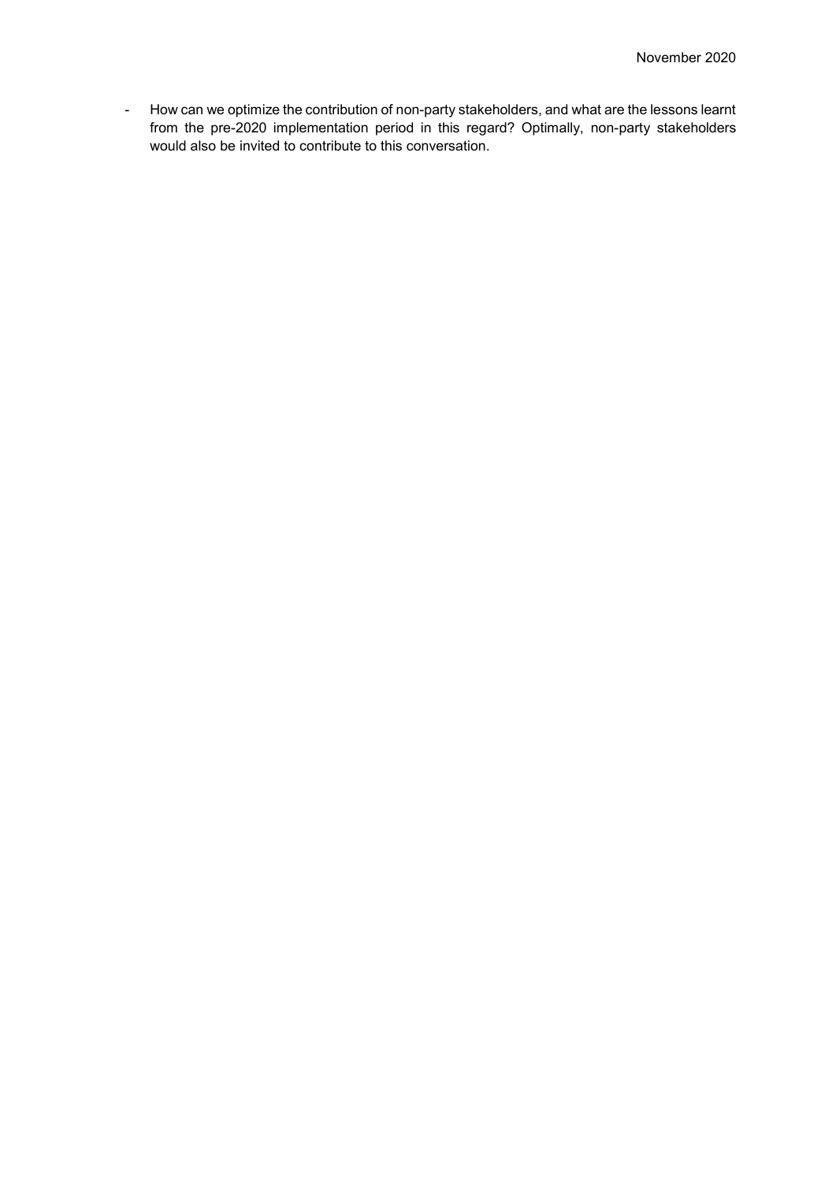- How can we optimize the contribution of non-party stakeholders, and what are the lessons learnt from the pre-2020 implementation period in this regard? Optimally, non-party stakeholders would also be invited to contribute to this conversation.